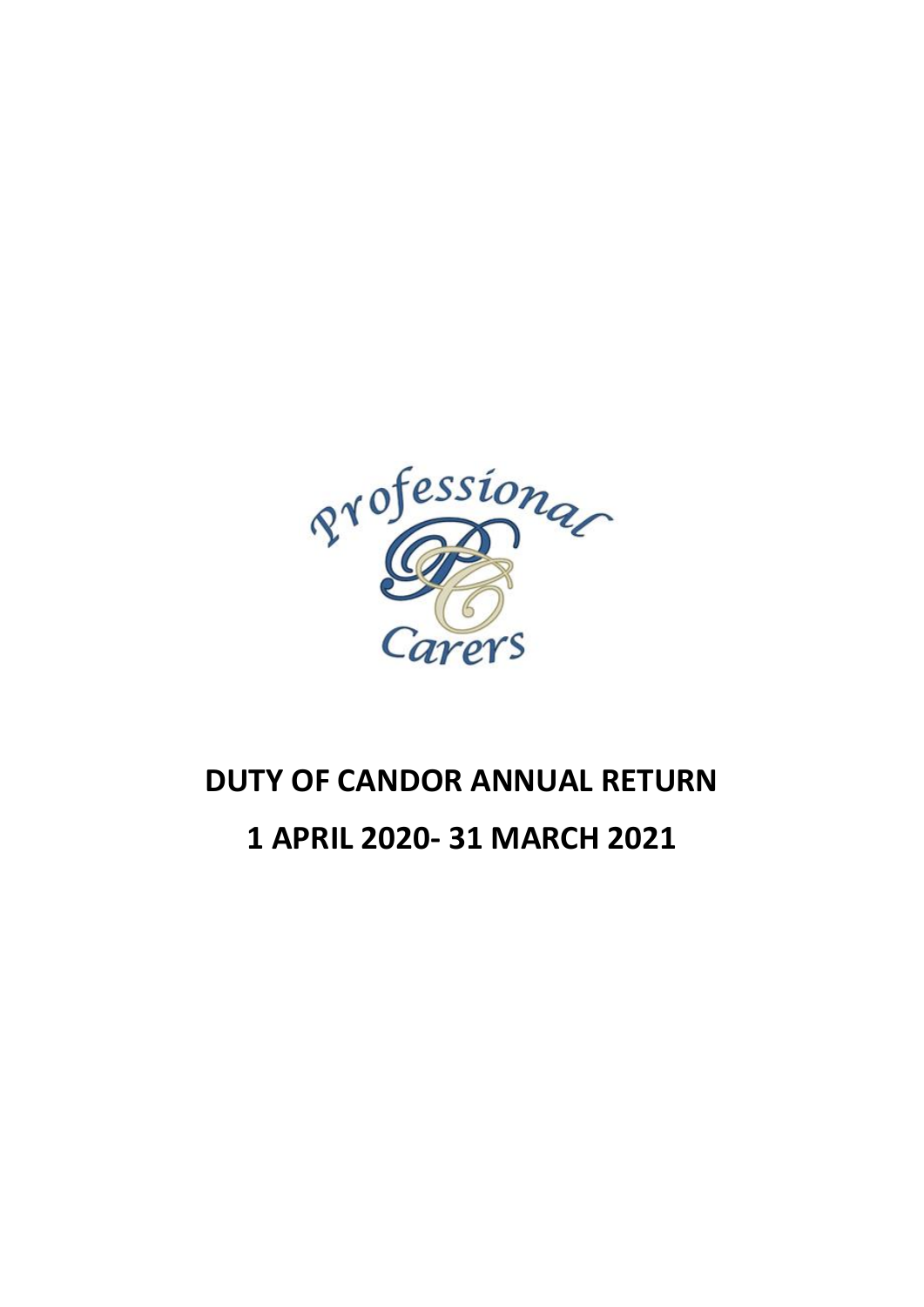Professional Carers

# DUTY OF CANDOR ANNUAL RETURN

# 1 APRIL 2020- 31 MARCH 2021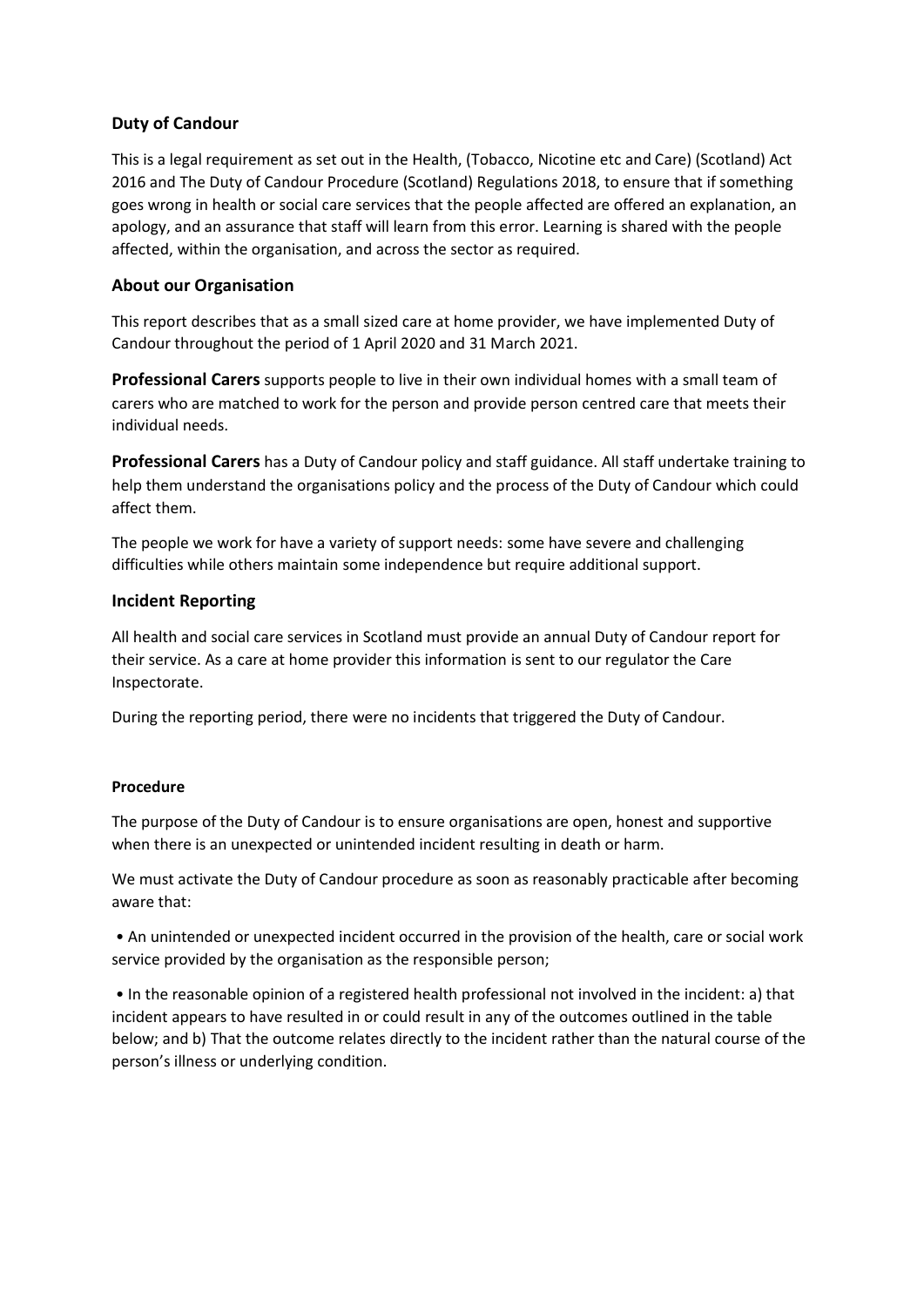## Duty of Candour

This is a legal requirement as set out in the Health, (Tobacco, Nicotine etc and Care) (Scotland) Act 2016 and The Duty of Candour Procedure (Scotland) Regulations 2018, to ensure that if something goes wrong in health or social care services that the people affected are offered an explanation, an apology, and an assurance that staff will learn from this error. Learning is shared with the people affected, within the organisation, and across the sector as required.

## About our Organisation

This report describes that as a small sized care at home provider, we have implemented Duty of Candour throughout the period of 1 April 2020 and 31 March 2021.

**Professional Carers** supports people to live in their own individual homes with a small team of carers who are matched to work for the person and provide person centred care that meets their individual needs.

**Professional Carers** has a Duty of Candour policy and staff guidance. All staff undertake training to help them understand the organisations policy and the process of the Duty of Candour which could affect them.

The people we work for have a variety of support needs: some have severe and challenging difficulties while others maintain some independence but require additional support.

## Incident Reporting

All health and social care services in Scotland must provide an annual Duty of Candour report for their service. As a care at home provider this information is sent to our regulator the Care Inspectorate.

During the reporting period, there were no incidents that triggered the Duty of Candour.

#### Procedure

The purpose of the Duty of Candour is to ensure organisations are open, honest and supportive when there is an unexpected or unintended incident resulting in death or harm.

We must activate the Duty of Candour procedure as soon as reasonably practicable after becoming aware that:

- An unintended or unexpected incident occurred in the provision of the health, care or social work service provided by the organisation as the responsible person;
- In the reasonable opinion of a registered health professional not involved in the incident: a) that incident appears to have resulted in or could result in any of the outcomes outlined in the table below; and b) That the outcome relates directly to the incident rather than the natural course of the person's illness or underlying condition.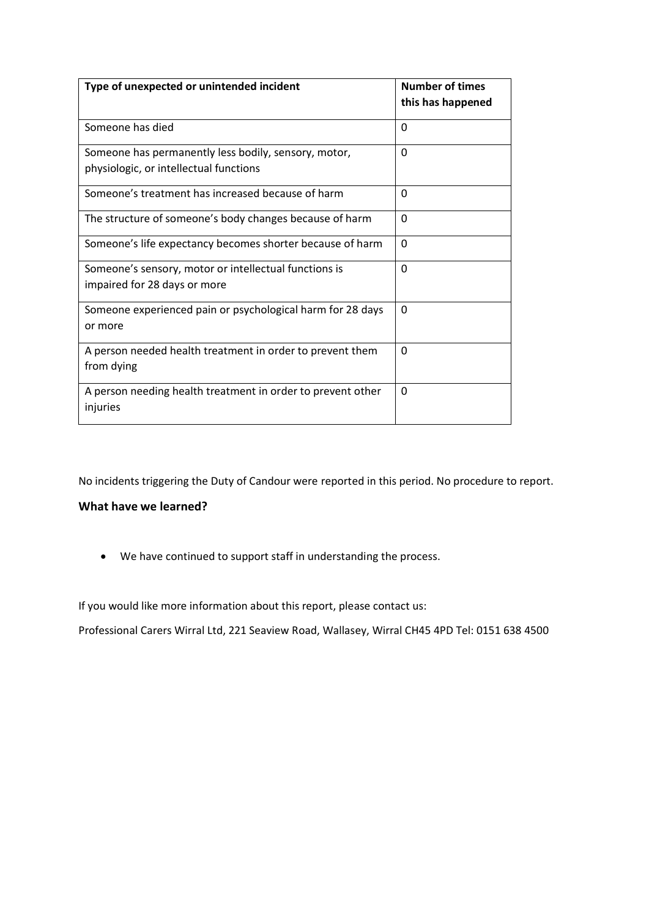| Type of unexpected or unintended incident | Number of times this has happened |
|---|---|
| Someone has died | 0 |
| Someone has permanently less bodily, sensory, motor, physiologic, or intellectual functions | 0 |
| Someone's treatment has increased because of harm | 0 |
| The structure of someone's body changes because of harm | 0 |
| Someone's life expectancy becomes shorter because of harm | 0 |
| Someone's sensory, motor or intellectual functions is impaired for 28 days or more | 0 |
| Someone experienced pain or psychological harm for 28 days or more | 0 |
| A person needed health treatment in order to prevent them from dying | 0 |
| A person needing health treatment in order to prevent other injuries | 0 |

No incidents triggering the Duty of Candour were reported in this period. No procedure to report.

### What have we learned?

- We have continued to support staff in understanding the process.

If you would like more information about this report, please contact us:

Professional Carers Wirral Ltd, 221 Seaview Road, Wallasey, Wirral CH45 4PD Tel: 0151 638 4500